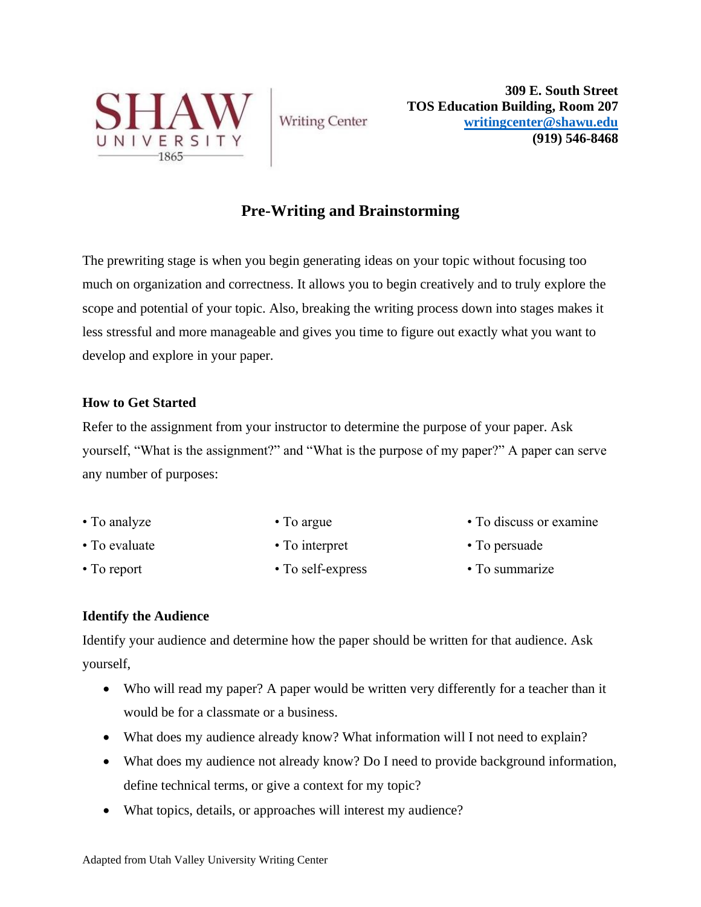SHAW UNIVERSITY 1865 | Writing Center

**309 E. South Street**
**TOS Education Building, Room 207**
**writingcenter@shawu.edu**
**(919) 546-8468**

# Pre-Writing and Brainstorming

The prewriting stage is when you begin generating ideas on your topic without focusing too much on organization and correctness. It allows you to begin creatively and to truly explore the scope and potential of your topic. Also, breaking the writing process down into stages makes it less stressful and more manageable and gives you time to figure out exactly what you want to develop and explore in your paper.

## How to Get Started

Refer to the assignment from your instructor to determine the purpose of your paper. Ask yourself, "What is the assignment?" and "What is the purpose of my paper?" A paper can serve any number of purposes:

- To analyze
- To evaluate
- To report
- To argue
- To interpret
- To self-express
- To discuss or examine
- To persuade
- To summarize

## Identify the Audience

Identify your audience and determine how the paper should be written for that audience. Ask yourself,

- Who will read my paper? A paper would be written very differently for a teacher than it would be for a classmate or a business.
- What does my audience already know? What information will I not need to explain?
- What does my audience not already know? Do I need to provide background information, define technical terms, or give a context for my topic?
- What topics, details, or approaches will interest my audience?

Adapted from Utah Valley University Writing Center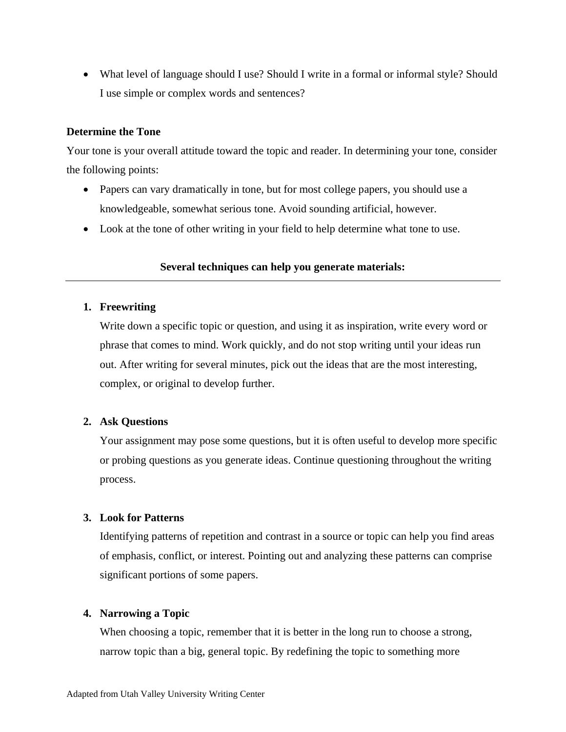- What level of language should I use? Should I write in a formal or informal style? Should I use simple or complex words and sentences?

**Determine the Tone**

Your tone is your overall attitude toward the topic and reader. In determining your tone, consider the following points:

- Papers can vary dramatically in tone, but for most college papers, you should use a knowledgeable, somewhat serious tone. Avoid sounding artificial, however.
- Look at the tone of other writing in your field to help determine what tone to use.

**Several techniques can help you generate materials:**

---

1. **Freewriting**

   Write down a specific topic or question, and using it as inspiration, write every word or phrase that comes to mind. Work quickly, and do not stop writing until your ideas run out. After writing for several minutes, pick out the ideas that are the most interesting, complex, or original to develop further.

2. **Ask Questions**

   Your assignment may pose some questions, but it is often useful to develop more specific or probing questions as you generate ideas. Continue questioning throughout the writing process.

3. **Look for Patterns**

   Identifying patterns of repetition and contrast in a source or topic can help you find areas of emphasis, conflict, or interest. Pointing out and analyzing these patterns can comprise significant portions of some papers.

4. **Narrowing a Topic**

   When choosing a topic, remember that it is better in the long run to choose a strong, narrow topic than a big, general topic. By redefining the topic to something more

Adapted from Utah Valley University Writing Center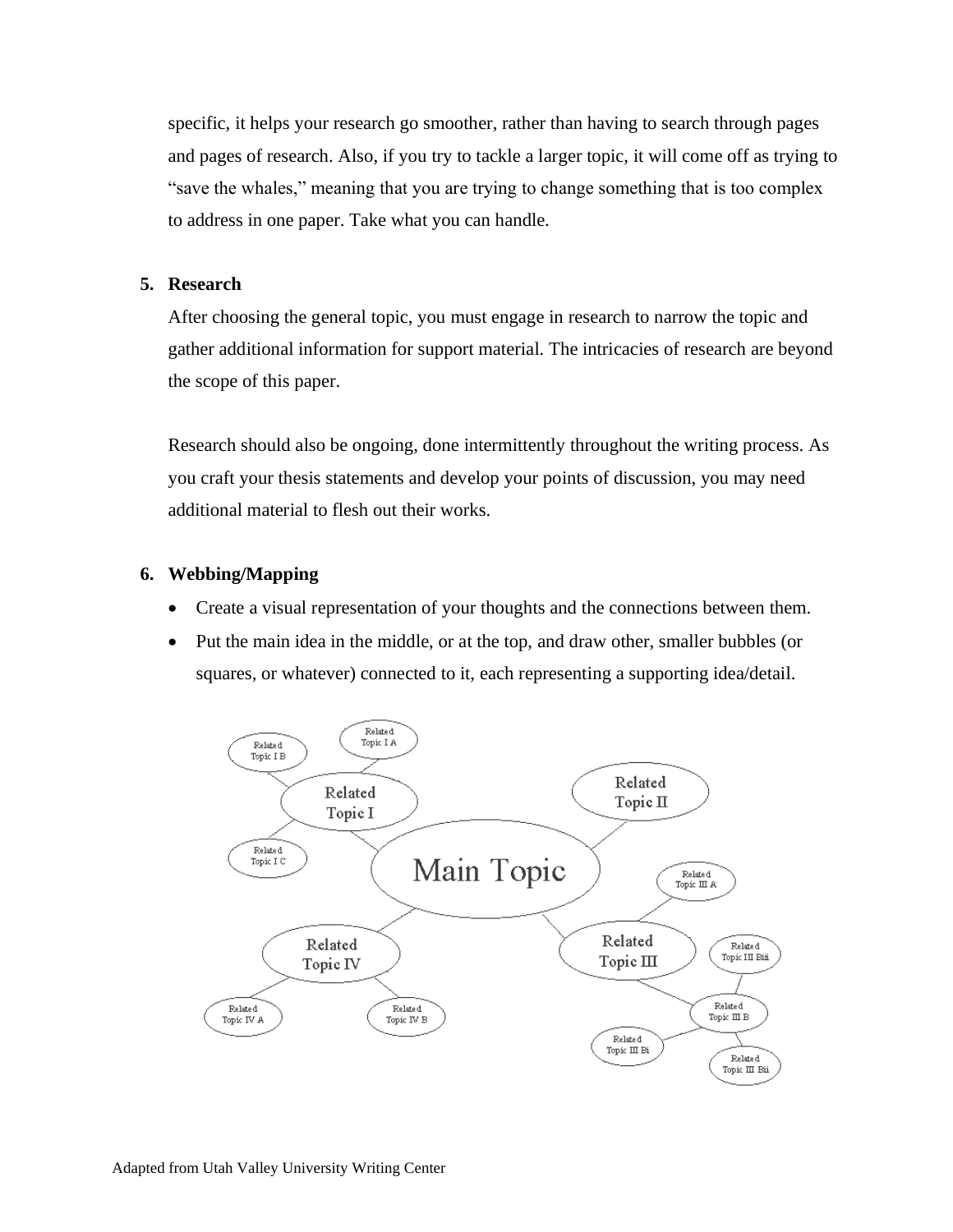specific, it helps your research go smoother, rather than having to search through pages and pages of research. Also, if you try to tackle a larger topic, it will come off as trying to "save the whales," meaning that you are trying to change something that is too complex to address in one paper. Take what you can handle.

5. **Research**

After choosing the general topic, you must engage in research to narrow the topic and gather additional information for support material. The intricacies of research are beyond the scope of this paper.

Research should also be ongoing, done intermittently throughout the writing process. As you craft your thesis statements and develop your points of discussion, you may need additional material to flesh out their works.

6. **Webbing/Mapping**

- Create a visual representation of your thoughts and the connections between them.
- Put the main idea in the middle, or at the top, and draw other, smaller bubbles (or squares, or whatever) connected to it, each representing a supporting idea/detail.

Related Topic I B
Related Topic I A
Related Topic I
Related Topic II
Related Topic I C
Main Topic
Related Topic III A
Related Topic IV
Related Topic III
Related Topic III Biii
Related Topic IV A
Related Topic IV B
Related Topic III B
Related Topic III Bi
Related Topic III Bii